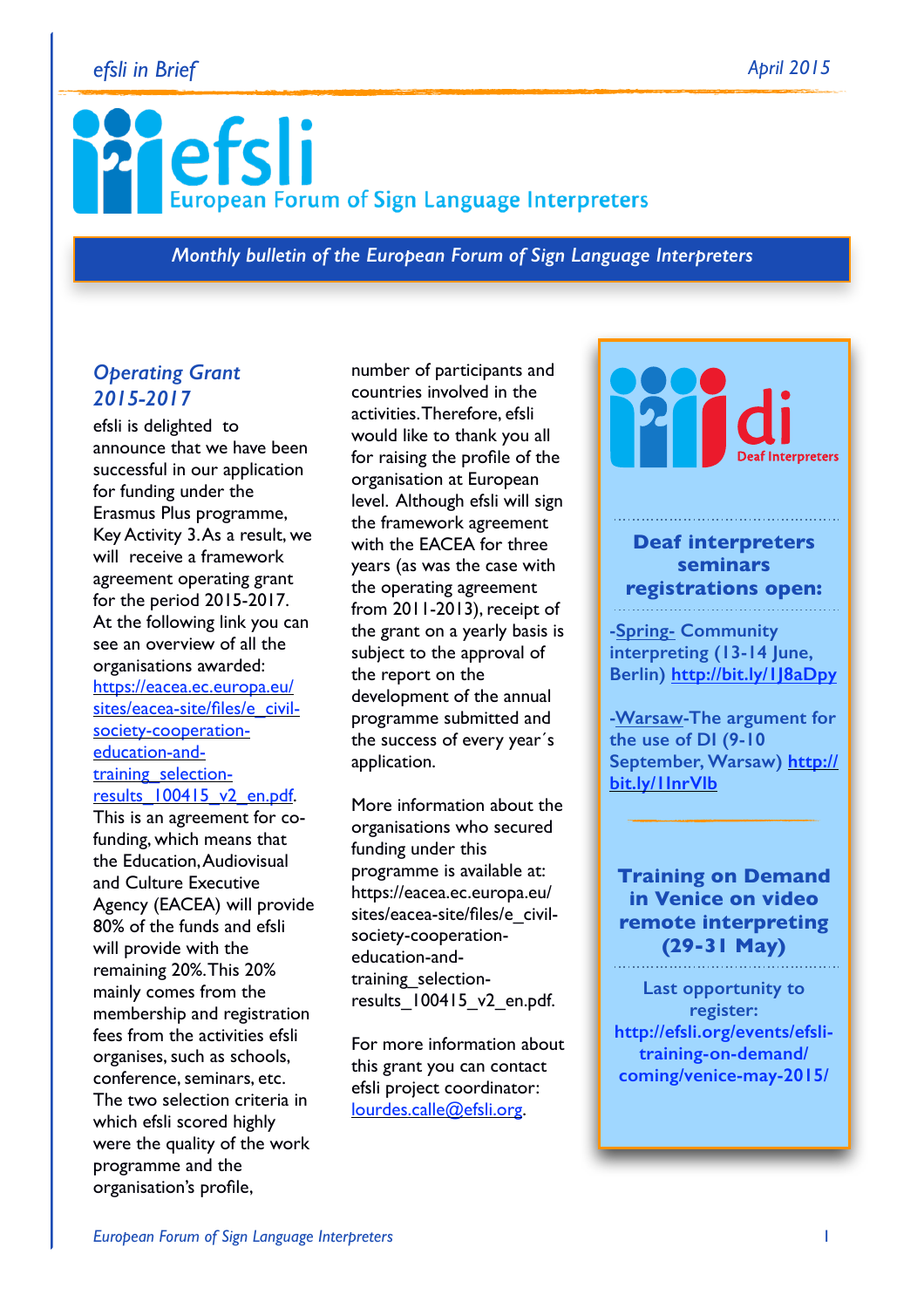# efsli

European Forum of Sign Language Interpreters

*Monthly bulletin of the European Forum of Sign Language Interpreters*

## *Operating Grant 2015-2017*

efsli is delighted to announce that we have been successful in our application for funding under the Erasmus Plus programme, Key Activity 3. As a result, we will receive a framework agreement operating grant for the period 2015-2017. At the following link you can see an overview of all the organisations awarded: https://eacea.ec.europa.eu/sites/eacea-site/files/e_civil-society-cooperation-education-and-training_selection-results_100415_v2_en.pdf. This is an agreement for co-funding, which means that the Education, Audiovisual and Culture Executive Agency (EACEA) will provide 80% of the funds and efsli will provide with the remaining 20%. This 20% mainly comes from the membership and registration fees from the activities efsli organises, such as schools, conference, seminars, etc. The two selection criteria in which efsli scored highly were the quality of the work programme and the organisation's profile, number of participants and countries involved in the activities. Therefore, efsli would like to thank you all for raising the profile of the organisation at European level. Although efsli will sign the framework agreement with the EACEA for three years (as was the case with the operating agreement from 2011-2013), receipt of the grant on a yearly basis is subject to the approval of the report on the development of the annual programme submitted and the success of every year´s application.

More information about the organisations who secured funding under this programme is available at: https://eacea.ec.europa.eu/sites/eacea-site/files/e_civil-society-cooperation-education-and-training_selection-results_100415_v2_en.pdf.

For more information about this grant you can contact efsli project coordinator: lourdes.calle@efsli.org.

---

di — Deaf Interpreters

### Deaf interpreters seminars registrations open:

-Spring- Community interpreting (13-14 June, Berlin) http://bit.ly/1J8aDpy

-Warsaw-The argument for the use of DI (9-10 September, Warsaw) http://bit.ly/1InrVIb

### Training on Demand in Venice on video remote interpreting (29-31 May)

Last opportunity to register: http://efsli.org/events/efsli-training-on-demand/coming/venice-may-2015/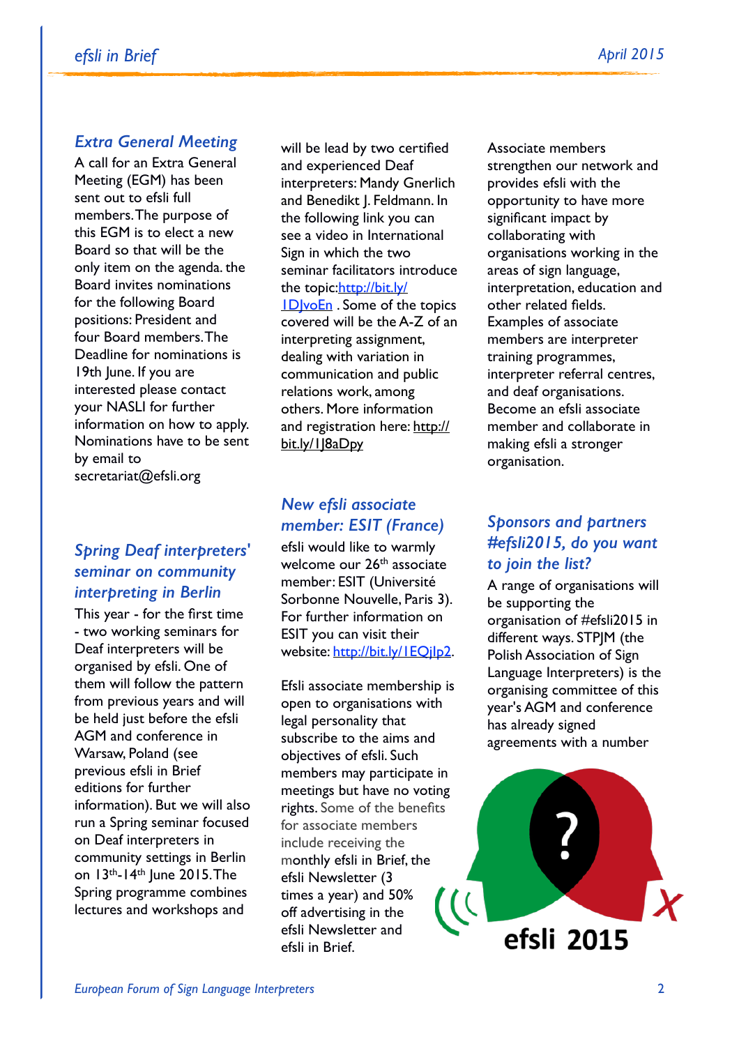## Extra General Meeting

A call for an Extra General Meeting (EGM) has been sent out to efsli full members. The purpose of this EGM is to elect a new Board so that will be the only item on the agenda. the Board invites nominations for the following Board positions: President and four Board members. The Deadline for nominations is 19th June. If you are interested please contact your NASLI for further information on how to apply. Nominations have to be sent by email to secretariat@efsli.org

## Spring Deaf interpreters' seminar on community interpreting in Berlin

This year - for the first time - two working seminars for Deaf interpreters will be organised by efsli. One of them will follow the pattern from previous years and will be held just before the efsli AGM and conference in Warsaw, Poland (see previous efsli in Brief editions for further information). But we will also run a Spring seminar focused on Deaf interpreters in community settings in Berlin on 13th-14th June 2015. The Spring programme combines lectures and workshops and will be lead by two certified and experienced Deaf interpreters: Mandy Gnerlich and Benedikt J. Feldmann. In the following link you can see a video in International Sign in which the two seminar facilitators introduce the topic: [http://bit.ly/1DJvoEn](http://bit.ly/1DJvoEn) . Some of the topics covered will be the A-Z of an interpreting assignment, dealing with variation in communication and public relations work, among others. More information and registration here: [http://bit.ly/1J8aDpy](http://bit.ly/1J8aDpy)

## New efsli associate member: ESIT (France)

efsli would like to warmly welcome our 26th associate member: ESIT (Université Sorbonne Nouvelle, Paris 3). For further information on ESIT you can visit their website: [http://bit.ly/1EQjlp2](http://bit.ly/1EQjlp2).

Efsli associate membership is open to organisations with legal personality that subscribe to the aims and objectives of efsli. Such members may participate in meetings but have no voting rights. Some of the benefits for associate members include receiving the monthly efsli in Brief, the efsli Newsletter (3 times a year) and 50% off advertising in the efsli Newsletter and efsli in Brief.

Associate members strengthen our network and provides efsli with the opportunity to have more significant impact by collaborating with organisations working in the areas of sign language, interpretation, education and other related fields. Examples of associate members are interpreter training programmes, interpreter referral centres, and deaf organisations. Become an efsli associate member and collaborate in making efsli a stronger organisation.

## Sponsors and partners #efsli2015, do you want to join the list?

A range of organisations will be supporting the organisation of #efsli2015 in different ways. STPJM (the Polish Association of Sign Language Interpreters) is the organising committee of this year's AGM and conference has already signed agreements with a number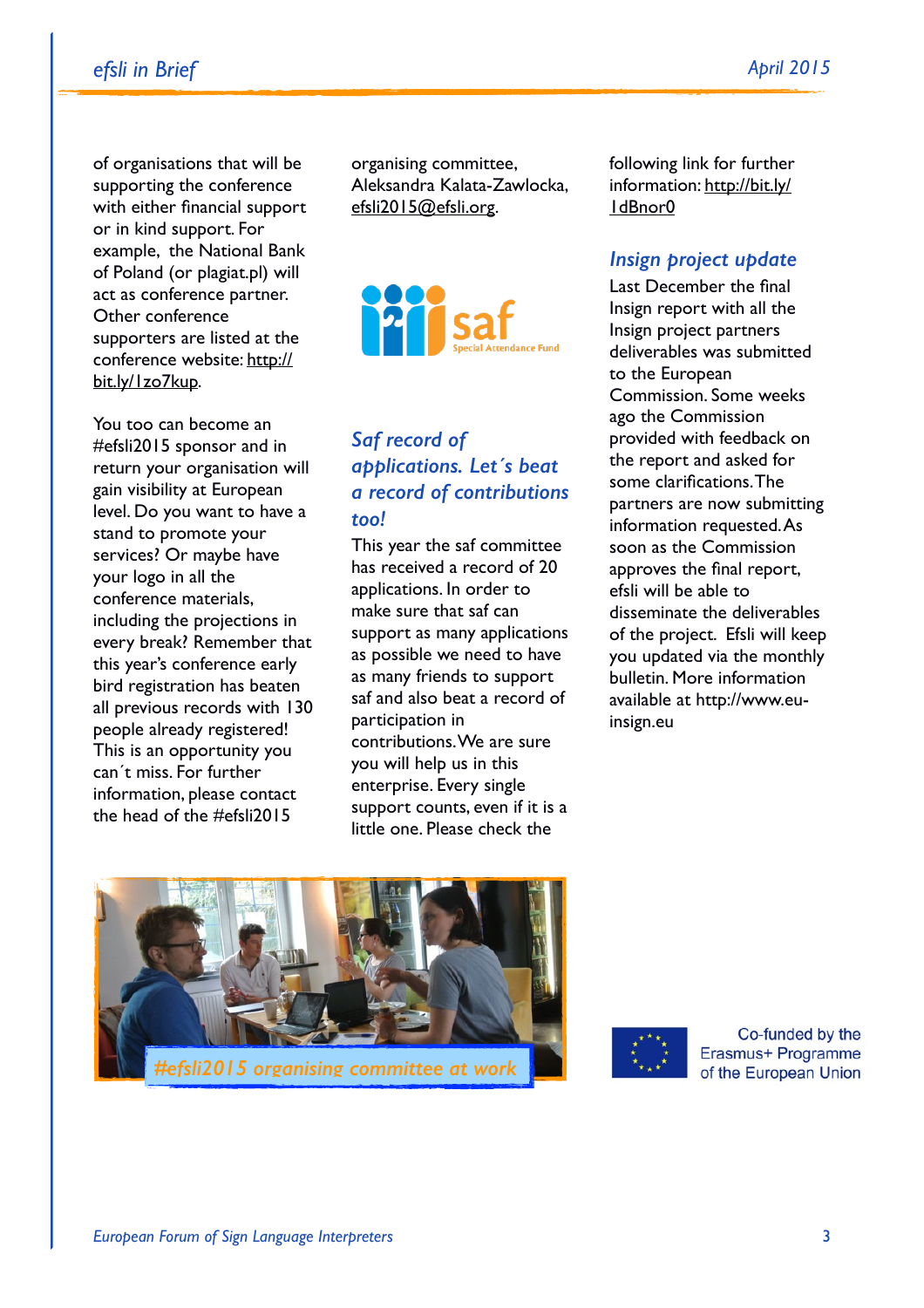of organisations that will be supporting the conference with either financial support or in kind support. For example, the National Bank of Poland (or plagiat.pl) will act as conference partner. Other conference supporters are listed at the conference website: http://bit.ly/1zo7kup.

You too can become an #efsli2015 sponsor and in return your organisation will gain visibility at European level. Do you want to have a stand to promote your services? Or maybe have your logo in all the conference materials, including the projections in every break? Remember that this year's conference early bird registration has beaten all previous records with 130 people already registered! This is an opportunity you can´t miss. For further information, please contact the head of the #efsli2015 organising committee, Aleksandra Kalata-Zawlocka, efsli2015@efsli.org.

saf
Special Attendance Fund

### *Saf record of applications. Let´s beat a record of contributions too!*

This year the saf committee has received a record of 20 applications. In order to make sure that saf can support as many applications as possible we need to have as many friends to support saf and also beat a record of participation in contributions. We are sure you will help us in this enterprise. Every single support counts, even if it is a little one. Please check the following link for further information: http://bit.ly/1dBnor0

### *Insign project update*

Last December the final Insign report with all the Insign project partners deliverables was submitted to the European Commission. Some weeks ago the Commission provided with feedback on the report and asked for some clarifications. The partners are now submitting information requested. As soon as the Commission approves the final report, efsli will be able to disseminate the deliverables of the project. Efsli will keep you updated via the monthly bulletin. More information available at http://www.eu-insign.eu

*#efsli2015 organising committee at work*

Co-funded by the Erasmus+ Programme of the European Union